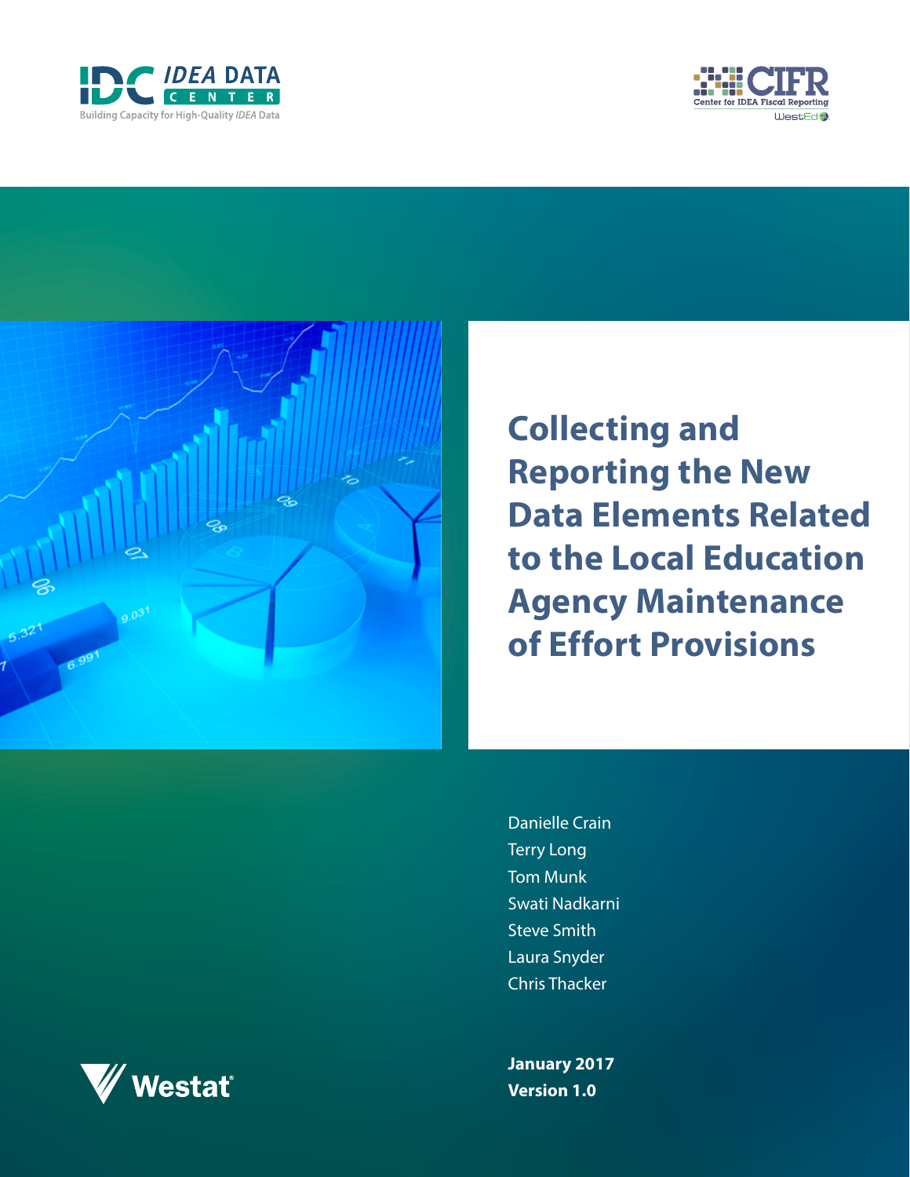IDC IDEA DATA CENTER

Building Capacity for High-Quality *IDEA* Data

CIFR Center for IDEA Fiscal Reporting

WestEd

# Collecting and Reporting the New Data Elements Related to the Local Education Agency Maintenance of Effort Provisions

Danielle Crain
Terry Long
Tom Munk
Swati Nadkarni
Steve Smith
Laura Snyder
Chris Thacker

**January 2017**
**Version 1.0**

Westat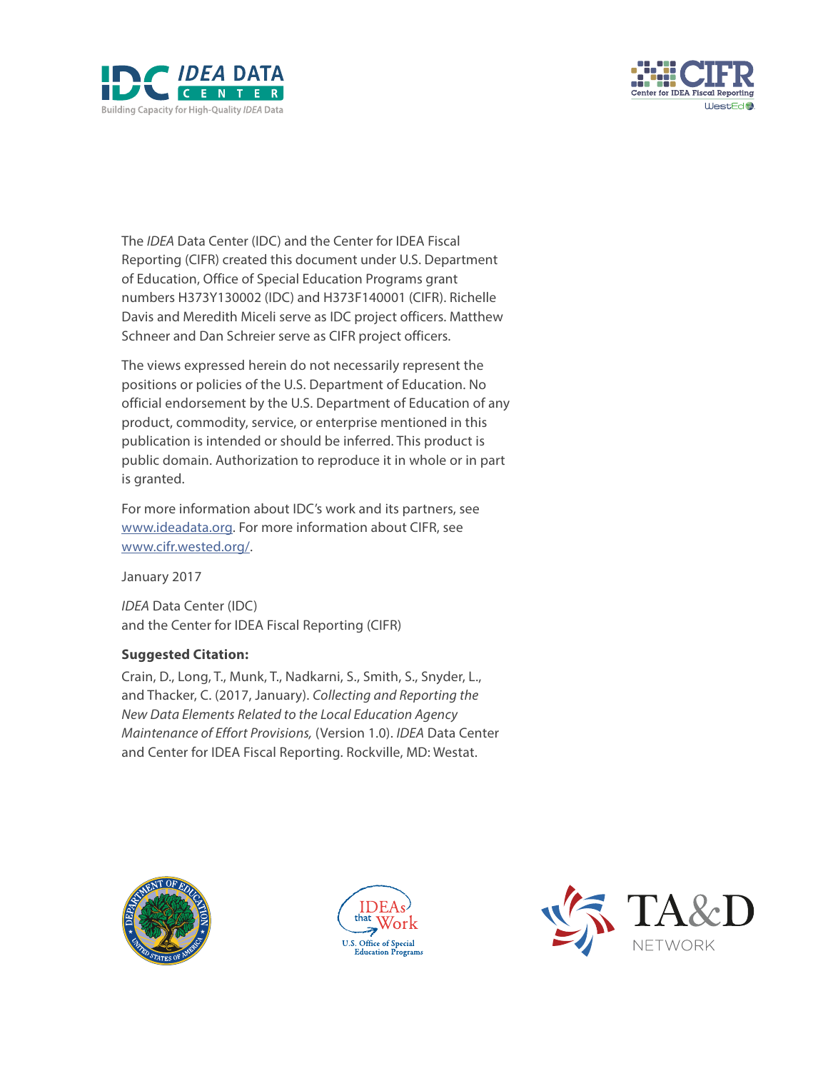The *IDEA* Data Center (IDC) and the Center for IDEA Fiscal Reporting (CIFR) created this document under U.S. Department of Education, Office of Special Education Programs grant numbers H373Y130002 (IDC) and H373F140001 (CIFR). Richelle Davis and Meredith Miceli serve as IDC project officers. Matthew Schneer and Dan Schreier serve as CIFR project officers.

The views expressed herein do not necessarily represent the positions or policies of the U.S. Department of Education. No official endorsement by the U.S. Department of Education of any product, commodity, service, or enterprise mentioned in this publication is intended or should be inferred. This product is public domain. Authorization to reproduce it in whole or in part is granted.

For more information about IDC's work and its partners, see [www.ideadata.org](http://www.ideadata.org). For more information about CIFR, see [www.cifr.wested.org/](http://www.cifr.wested.org/).

January 2017

*IDEA* Data Center (IDC)
and the Center for IDEA Fiscal Reporting (CIFR)

**Suggested Citation:**

Crain, D., Long, T., Munk, T., Nadkarni, S., Smith, S., Snyder, L., and Thacker, C. (2017, January). *Collecting and Reporting the New Data Elements Related to the Local Education Agency Maintenance of Effort Provisions,* (Version 1.0). *IDEA* Data Center and Center for IDEA Fiscal Reporting. Rockville, MD: Westat.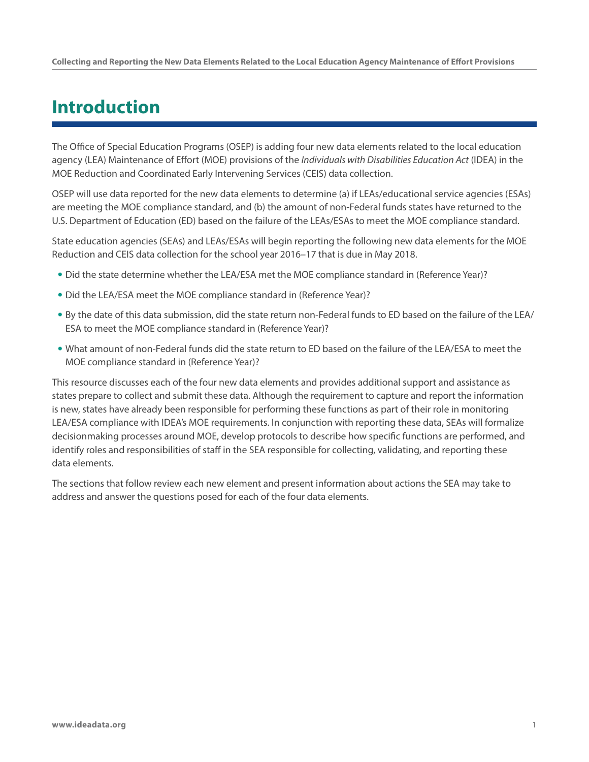# Introduction

The Office of Special Education Programs (OSEP) is adding four new data elements related to the local education agency (LEA) Maintenance of Effort (MOE) provisions of the *Individuals with Disabilities Education Act* (IDEA) in the MOE Reduction and Coordinated Early Intervening Services (CEIS) data collection.

OSEP will use data reported for the new data elements to determine (a) if LEAs/educational service agencies (ESAs) are meeting the MOE compliance standard, and (b) the amount of non-Federal funds states have returned to the U.S. Department of Education (ED) based on the failure of the LEAs/ESAs to meet the MOE compliance standard.

State education agencies (SEAs) and LEAs/ESAs will begin reporting the following new data elements for the MOE Reduction and CEIS data collection for the school year 2016–17 that is due in May 2018.

- Did the state determine whether the LEA/ESA met the MOE compliance standard in (Reference Year)?
- Did the LEA/ESA meet the MOE compliance standard in (Reference Year)?
- By the date of this data submission, did the state return non-Federal funds to ED based on the failure of the LEA/ESA to meet the MOE compliance standard in (Reference Year)?
- What amount of non-Federal funds did the state return to ED based on the failure of the LEA/ESA to meet the MOE compliance standard in (Reference Year)?

This resource discusses each of the four new data elements and provides additional support and assistance as states prepare to collect and submit these data. Although the requirement to capture and report the information is new, states have already been responsible for performing these functions as part of their role in monitoring LEA/ESA compliance with IDEA's MOE requirements. In conjunction with reporting these data, SEAs will formalize decisionmaking processes around MOE, develop protocols to describe how specific functions are performed, and identify roles and responsibilities of staff in the SEA responsible for collecting, validating, and reporting these data elements.

The sections that follow review each new element and present information about actions the SEA may take to address and answer the questions posed for each of the four data elements.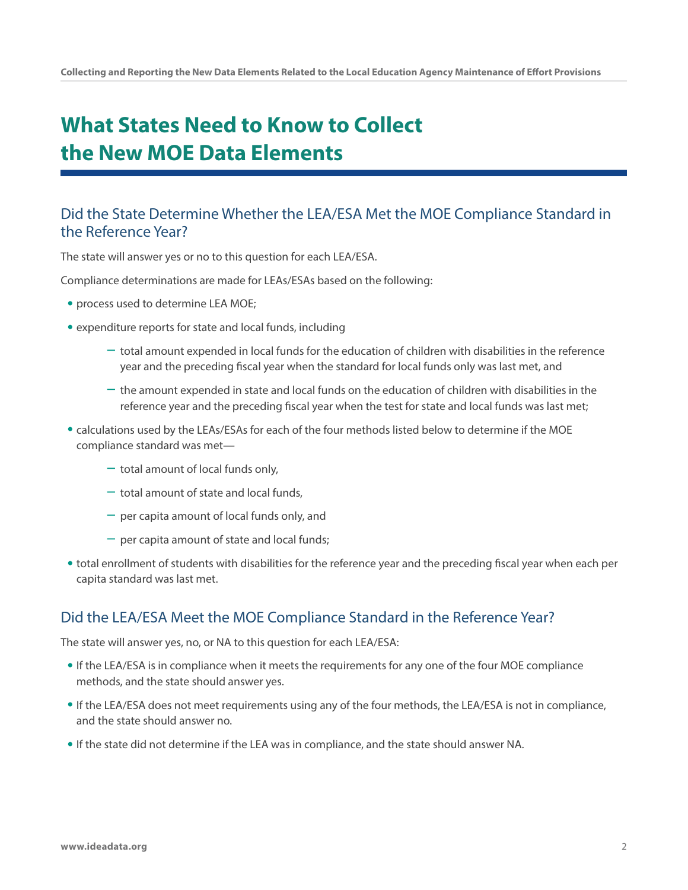# What States Need to Know to Collect the New MOE Data Elements

## Did the State Determine Whether the LEA/ESA Met the MOE Compliance Standard in the Reference Year?

The state will answer yes or no to this question for each LEA/ESA.

Compliance determinations are made for LEAs/ESAs based on the following:

- process used to determine LEA MOE;
- expenditure reports for state and local funds, including
  - total amount expended in local funds for the education of children with disabilities in the reference year and the preceding fiscal year when the standard for local funds only was last met, and
  - the amount expended in state and local funds on the education of children with disabilities in the reference year and the preceding fiscal year when the test for state and local funds was last met;
- calculations used by the LEAs/ESAs for each of the four methods listed below to determine if the MOE compliance standard was met—
  - total amount of local funds only,
  - total amount of state and local funds,
  - per capita amount of local funds only, and
  - per capita amount of state and local funds;
- total enrollment of students with disabilities for the reference year and the preceding fiscal year when each per capita standard was last met.

## Did the LEA/ESA Meet the MOE Compliance Standard in the Reference Year?

The state will answer yes, no, or NA to this question for each LEA/ESA:

- If the LEA/ESA is in compliance when it meets the requirements for any one of the four MOE compliance methods, and the state should answer yes.
- If the LEA/ESA does not meet requirements using any of the four methods, the LEA/ESA is not in compliance, and the state should answer no.
- If the state did not determine if the LEA was in compliance, and the state should answer NA.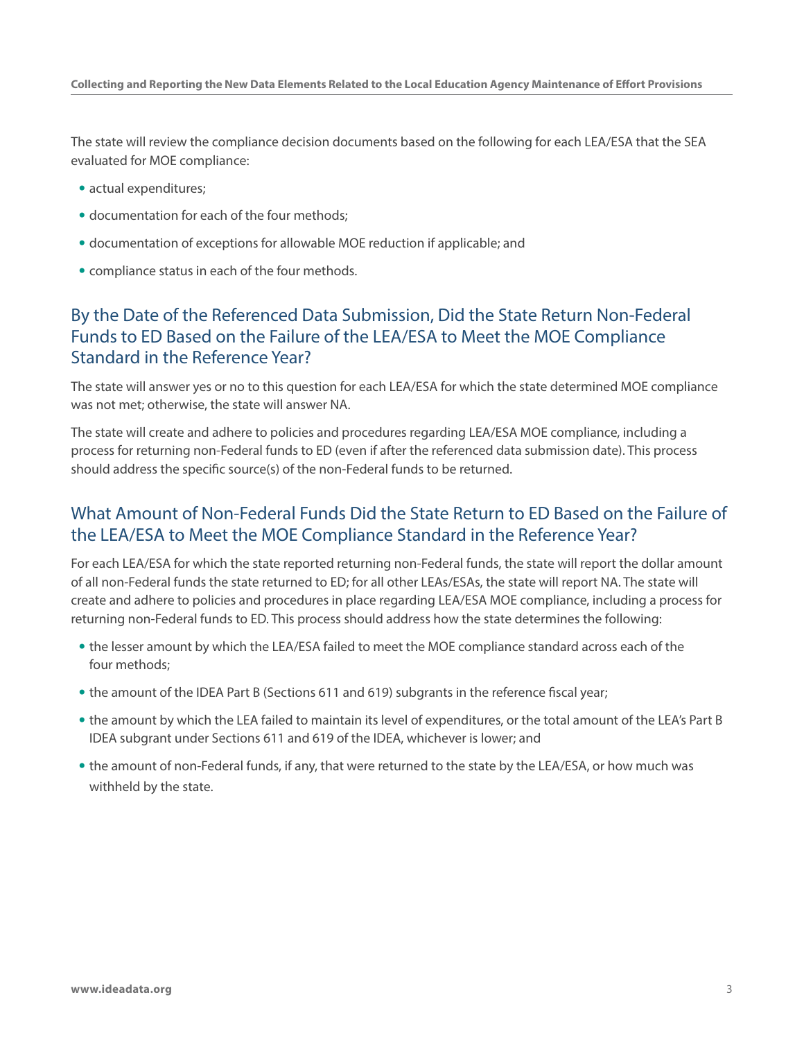The state will review the compliance decision documents based on the following for each LEA/ESA that the SEA evaluated for MOE compliance:

- actual expenditures;
- documentation for each of the four methods;
- documentation of exceptions for allowable MOE reduction if applicable; and
- compliance status in each of the four methods.

## By the Date of the Referenced Data Submission, Did the State Return Non-Federal Funds to ED Based on the Failure of the LEA/ESA to Meet the MOE Compliance Standard in the Reference Year?

The state will answer yes or no to this question for each LEA/ESA for which the state determined MOE compliance was not met; otherwise, the state will answer NA.

The state will create and adhere to policies and procedures regarding LEA/ESA MOE compliance, including a process for returning non-Federal funds to ED (even if after the referenced data submission date). This process should address the specific source(s) of the non-Federal funds to be returned.

## What Amount of Non-Federal Funds Did the State Return to ED Based on the Failure of the LEA/ESA to Meet the MOE Compliance Standard in the Reference Year?

For each LEA/ESA for which the state reported returning non-Federal funds, the state will report the dollar amount of all non-Federal funds the state returned to ED; for all other LEAs/ESAs, the state will report NA. The state will create and adhere to policies and procedures in place regarding LEA/ESA MOE compliance, including a process for returning non-Federal funds to ED. This process should address how the state determines the following:

- the lesser amount by which the LEA/ESA failed to meet the MOE compliance standard across each of the four methods;
- the amount of the IDEA Part B (Sections 611 and 619) subgrants in the reference fiscal year;
- the amount by which the LEA failed to maintain its level of expenditures, or the total amount of the LEA's Part B IDEA subgrant under Sections 611 and 619 of the IDEA, whichever is lower; and
- the amount of non-Federal funds, if any, that were returned to the state by the LEA/ESA, or how much was withheld by the state.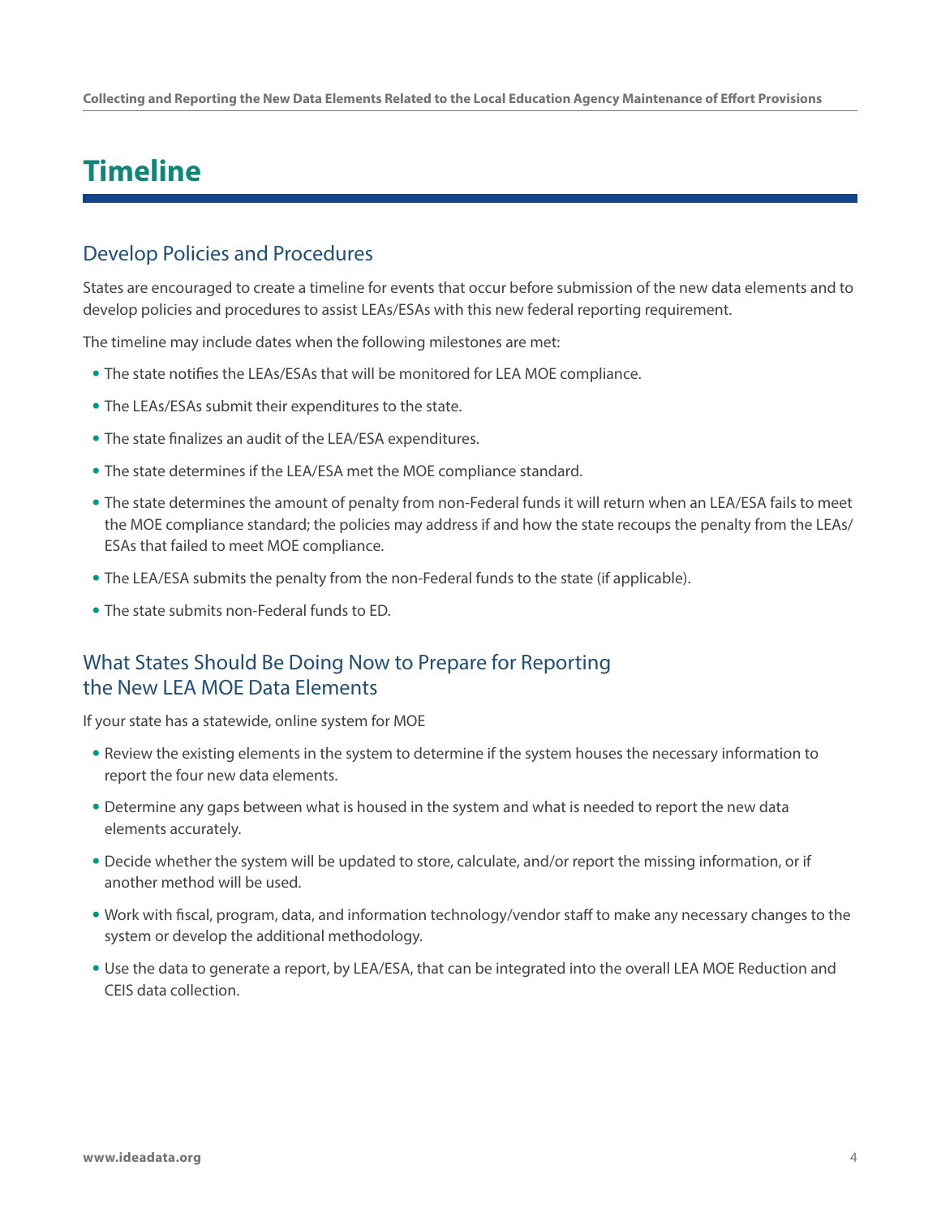# Timeline

## Develop Policies and Procedures

States are encouraged to create a timeline for events that occur before submission of the new data elements and to develop policies and procedures to assist LEAs/ESAs with this new federal reporting requirement.

The timeline may include dates when the following milestones are met:

- The state notifies the LEAs/ESAs that will be monitored for LEA MOE compliance.
- The LEAs/ESAs submit their expenditures to the state.
- The state finalizes an audit of the LEA/ESA expenditures.
- The state determines if the LEA/ESA met the MOE compliance standard.
- The state determines the amount of penalty from non-Federal funds it will return when an LEA/ESA fails to meet the MOE compliance standard; the policies may address if and how the state recoups the penalty from the LEAs/ESAs that failed to meet MOE compliance.
- The LEA/ESA submits the penalty from the non-Federal funds to the state (if applicable).
- The state submits non-Federal funds to ED.

## What States Should Be Doing Now to Prepare for Reporting the New LEA MOE Data Elements

If your state has a statewide, online system for MOE

- Review the existing elements in the system to determine if the system houses the necessary information to report the four new data elements.
- Determine any gaps between what is housed in the system and what is needed to report the new data elements accurately.
- Decide whether the system will be updated to store, calculate, and/or report the missing information, or if another method will be used.
- Work with fiscal, program, data, and information technology/vendor staff to make any necessary changes to the system or develop the additional methodology.
- Use the data to generate a report, by LEA/ESA, that can be integrated into the overall LEA MOE Reduction and CEIS data collection.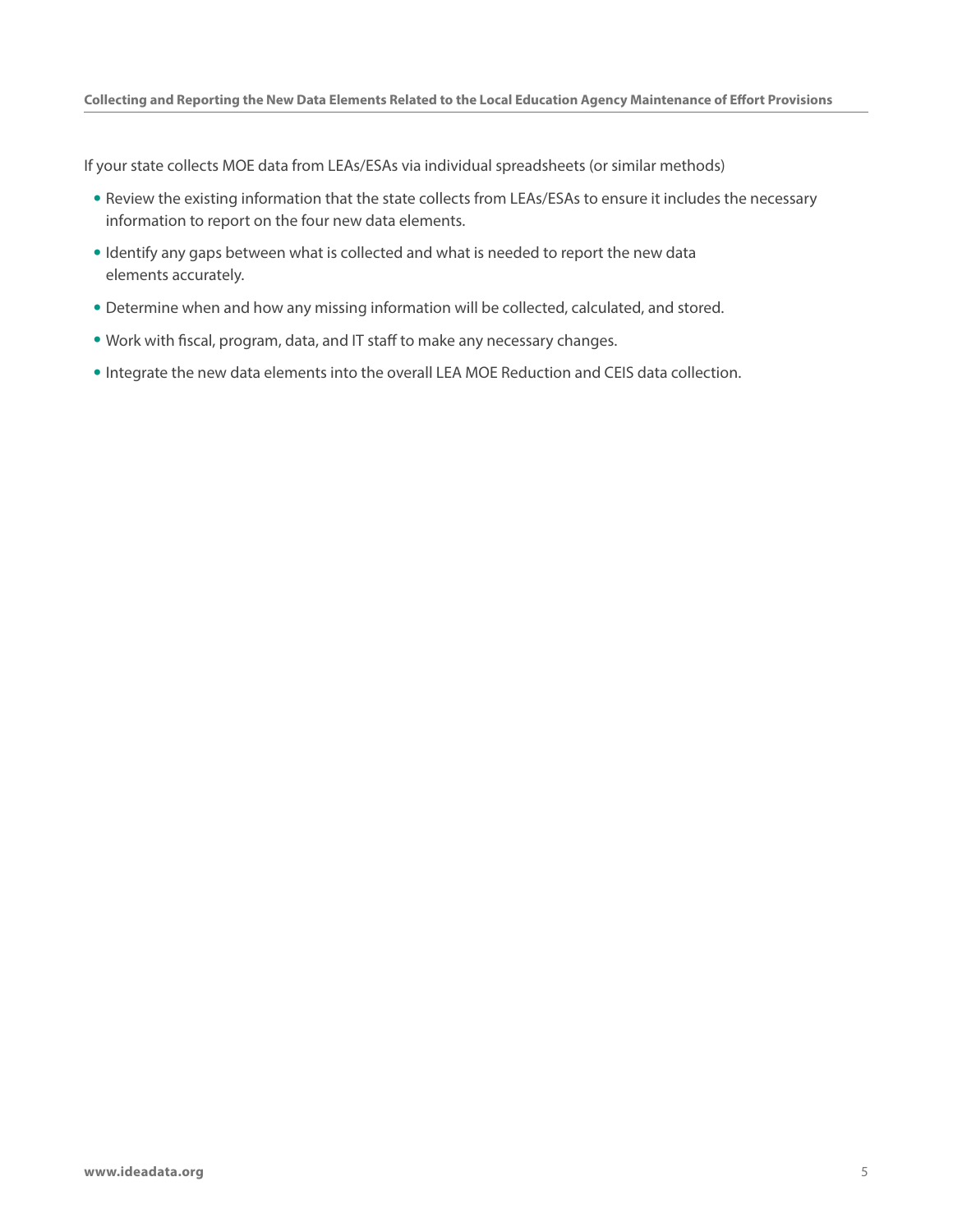If your state collects MOE data from LEAs/ESAs via individual spreadsheets (or similar methods)

- Review the existing information that the state collects from LEAs/ESAs to ensure it includes the necessary information to report on the four new data elements.
- Identify any gaps between what is collected and what is needed to report the new data elements accurately.
- Determine when and how any missing information will be collected, calculated, and stored.
- Work with fiscal, program, data, and IT staff to make any necessary changes.
- Integrate the new data elements into the overall LEA MOE Reduction and CEIS data collection.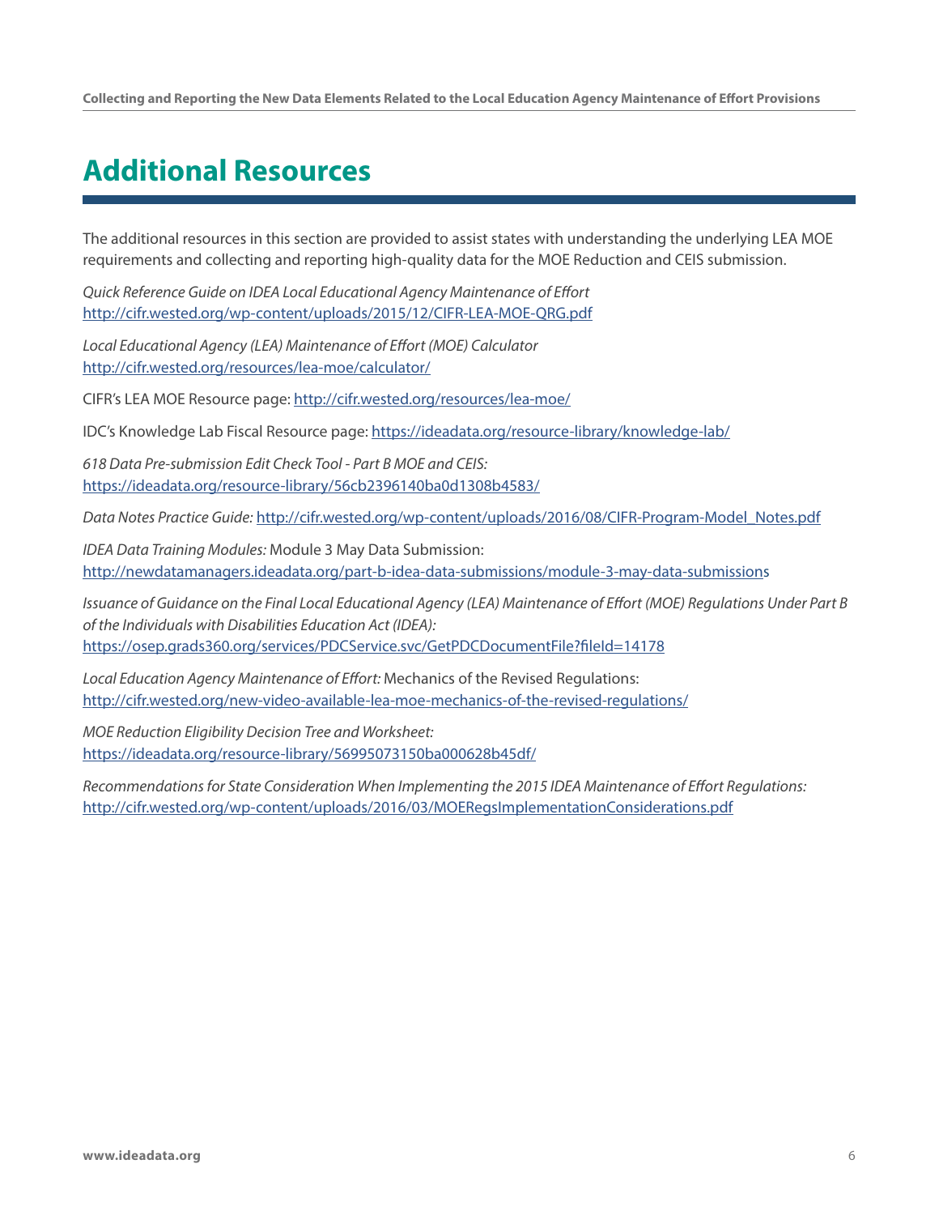# Additional Resources

The additional resources in this section are provided to assist states with understanding the underlying LEA MOE requirements and collecting and reporting high-quality data for the MOE Reduction and CEIS submission.

*Quick Reference Guide on IDEA Local Educational Agency Maintenance of Effort*
http://cifr.wested.org/wp-content/uploads/2015/12/CIFR-LEA-MOE-QRG.pdf

*Local Educational Agency (LEA) Maintenance of Effort (MOE) Calculator*
http://cifr.wested.org/resources/lea-moe/calculator/

CIFR's LEA MOE Resource page: http://cifr.wested.org/resources/lea-moe/

IDC's Knowledge Lab Fiscal Resource page: https://ideadata.org/resource-library/knowledge-lab/

*618 Data Pre-submission Edit Check Tool - Part B MOE and CEIS:*
https://ideadata.org/resource-library/56cb2396140ba0d1308b4583/

*Data Notes Practice Guide:* http://cifr.wested.org/wp-content/uploads/2016/08/CIFR-Program-Model_Notes.pdf

*IDEA Data Training Modules:* Module 3 May Data Submission:
http://newdatamanagers.ideadata.org/part-b-idea-data-submissions/module-3-may-data-submissions

*Issuance of Guidance on the Final Local Educational Agency (LEA) Maintenance of Effort (MOE) Regulations Under Part B of the Individuals with Disabilities Education Act (IDEA):*
https://osep.grads360.org/services/PDCService.svc/GetPDCDocumentFile?fileId=14178

*Local Education Agency Maintenance of Effort:* Mechanics of the Revised Regulations:
http://cifr.wested.org/new-video-available-lea-moe-mechanics-of-the-revised-regulations/

*MOE Reduction Eligibility Decision Tree and Worksheet:*
https://ideadata.org/resource-library/56995073150ba000628b45df/

*Recommendations for State Consideration When Implementing the 2015 IDEA Maintenance of Effort Regulations:*
http://cifr.wested.org/wp-content/uploads/2016/03/MOERegsImplementationConsiderations.pdf